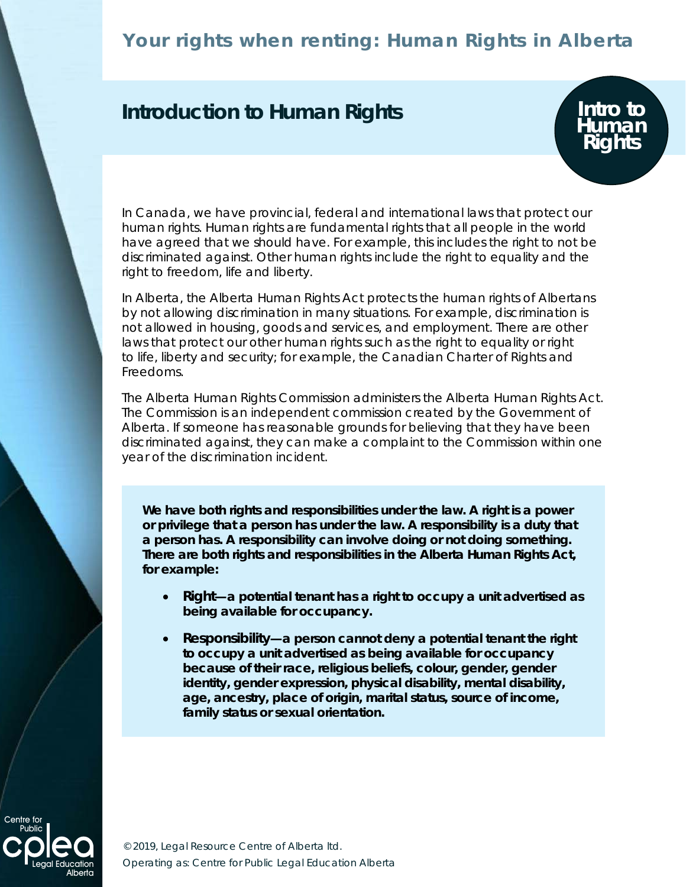# Your rights when renting: Human Rights in Alberta

## Introduction to Human Rights

Intro to Human Rights

In Canada, we have provincial, federal and international laws that protect our human rights. Human rights are fundamental rights that all people in the world have agreed that we should have. For example, this includes the right to not be discriminated against. Other human rights include the right to equality and the right to freedom, life and liberty.

In Alberta, the Alberta Human Rights Act protects the human rights of Albertans by not allowing discrimination in many situations. For example, discrimination is not allowed in housing, goods and services, and employment. There are other laws that protect our other human rights such as the right to equality or right to life, liberty and security; for example, the Canadian Charter of Rights and Freedoms.

The Alberta Human Rights Commission administers the Alberta Human Rights Act. The Commission is an independent commission created by the Government of Alberta. If someone has reasonable grounds for believing that they have been discriminated against, they can make a complaint to the Commission within one year of the discrimination incident.

**We have both rights and responsibilities under the law. A right is a power or privilege that a person has under the law. A responsibility is a duty that a person has. A responsibility can involve doing or not doing something. There are both rights and responsibilities in the Alberta Human Rights Act, for example:**

- **Right—a potential tenant has a right to occupy a unit advertised as being available for occupancy.**
- **Responsibility—a person cannot deny a potential tenant the right to occupy a unit advertised as being available for occupancy because of their race, religious beliefs, colour, gender, gender identity, gender expression, physical disability, mental disability, age, ancestry, place of origin, marital status, source of income, family status or sexual orientation.**

Centre for Public Legal Education Alberta

*©2019, Legal Resource Centre of Alberta ltd.*
*Operating as: Centre for Public Legal Education Alberta*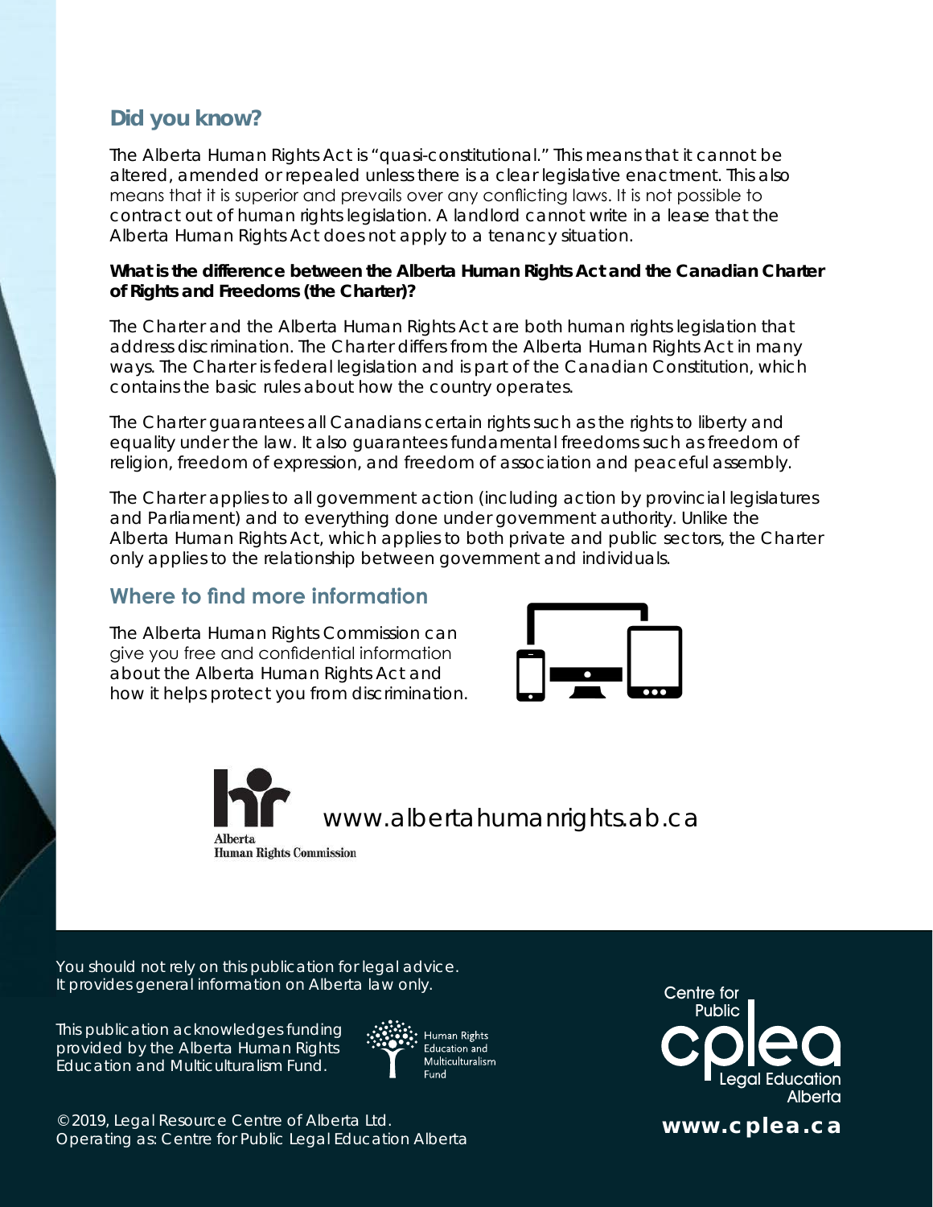## Did you know?

The Alberta Human Rights Act is "quasi-constitutional." This means that it cannot be altered, amended or repealed unless there is a clear legislative enactment. This also means that it is superior and prevails over any conflicting laws. It is not possible to contract out of human rights legislation. A landlord cannot write in a lease that the Alberta Human Rights Act does not apply to a tenancy situation.

**What is the difference between the Alberta Human Rights Act and the Canadian Charter of Rights and Freedoms (the Charter)?**

The Charter and the Alberta Human Rights Act are both human rights legislation that address discrimination. The Charter differs from the Alberta Human Rights Act in many ways. The Charter is federal legislation and is part of the Canadian Constitution, which contains the basic rules about how the country operates.

The Charter guarantees all Canadians certain rights such as the rights to liberty and equality under the law. It also guarantees fundamental freedoms such as freedom of religion, freedom of expression, and freedom of association and peaceful assembly.

The Charter applies to all government action (including action by provincial legislatures and Parliament) and to everything done under government authority. Unlike the Alberta Human Rights Act, which applies to both private and public sectors, the Charter only applies to the relationship between government and individuals.

## Where to find more information

The Alberta Human Rights Commission can give you free and confidential information about the Alberta Human Rights Act and how it helps protect you from discrimination.

Alberta Human Rights Commission

www.albertahumanrights.ab.ca

You should not rely on this publication for legal advice. It provides general information on Alberta law only.

This publication acknowledges funding provided by the Alberta Human Rights Education and Multiculturalism Fund.

©2019, Legal Resource Centre of Alberta Ltd.
Operating as: Centre for Public Legal Education Alberta

Centre for Public Legal Education Alberta

www.cplea.ca